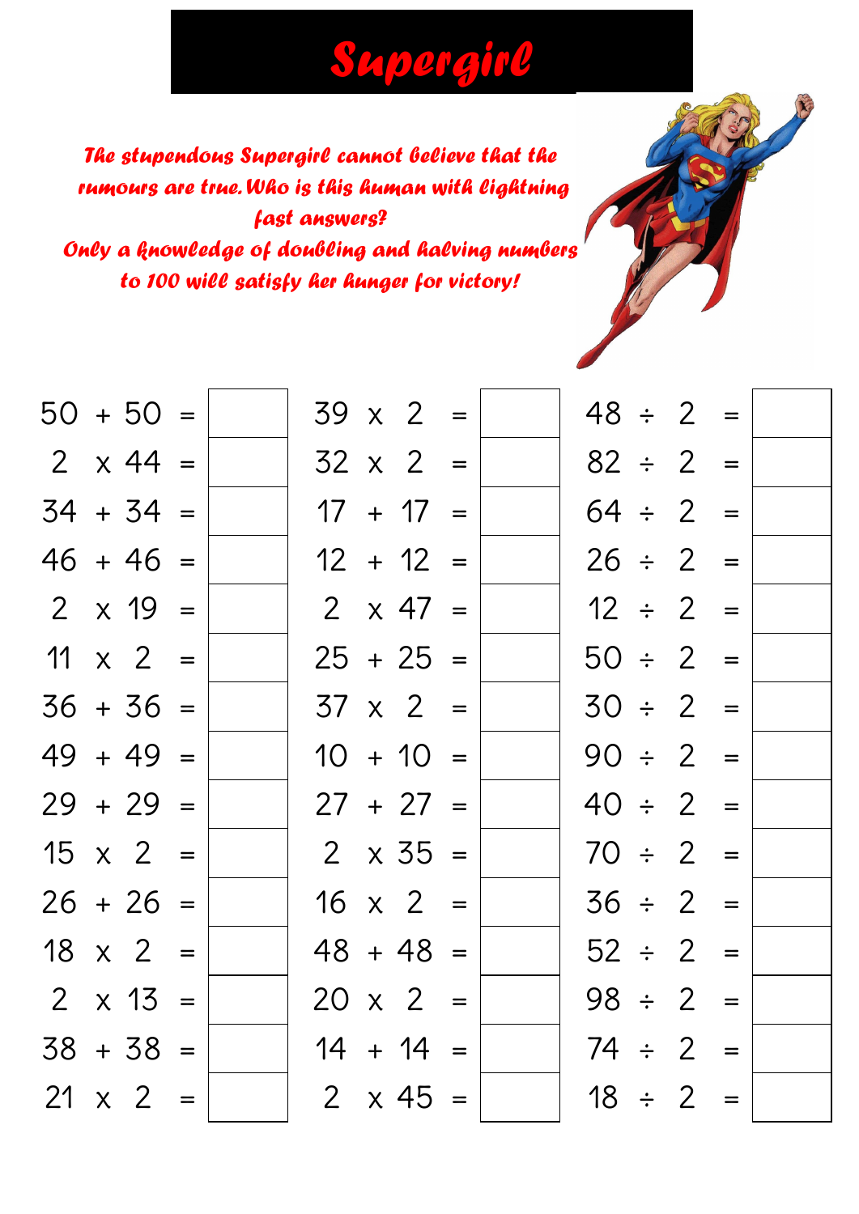# Supergirl

*The stupendous Supergirl cannot believe that the rumours are true. Who is this human with lightning fast answers?*

*Only a knowledge of doubling and halving numbers to 100 will satisfy her hunger for victory!*

| | | | | | | | |
|---|---|---|---|---|---|---|---|
| 50 + 50 = | | 39 x 2 = | | 48 ÷ 2 = | |
| 2 x 44 = | | 32 x 2 = | | 82 ÷ 2 = | |
| 34 + 34 = | | 17 + 17 = | | 64 ÷ 2 = | |
| 46 + 46 = | | 12 + 12 = | | 26 ÷ 2 = | |
| 2 x 19 = | | 2 x 47 = | | 12 ÷ 2 = | |
| 11 x 2 = | | 25 + 25 = | | 50 ÷ 2 = | |
| 36 + 36 = | | 37 x 2 = | | 30 ÷ 2 = | |
| 49 + 49 = | | 10 + 10 = | | 90 ÷ 2 = | |
| 29 + 29 = | | 27 + 27 = | | 40 ÷ 2 = | |
| 15 x 2 = | | 2 x 35 = | | 70 ÷ 2 = | |
| 26 + 26 = | | 16 x 2 = | | 36 ÷ 2 = | |
| 18 x 2 = | | 48 + 48 = | | 52 ÷ 2 = | |
| 2 x 13 = | | 20 x 2 = | | 98 ÷ 2 = | |
| 38 + 38 = | | 14 + 14 = | | 74 ÷ 2 = | |
| 21 x 2 = | | 2 x 45 = | | 18 ÷ 2 = | |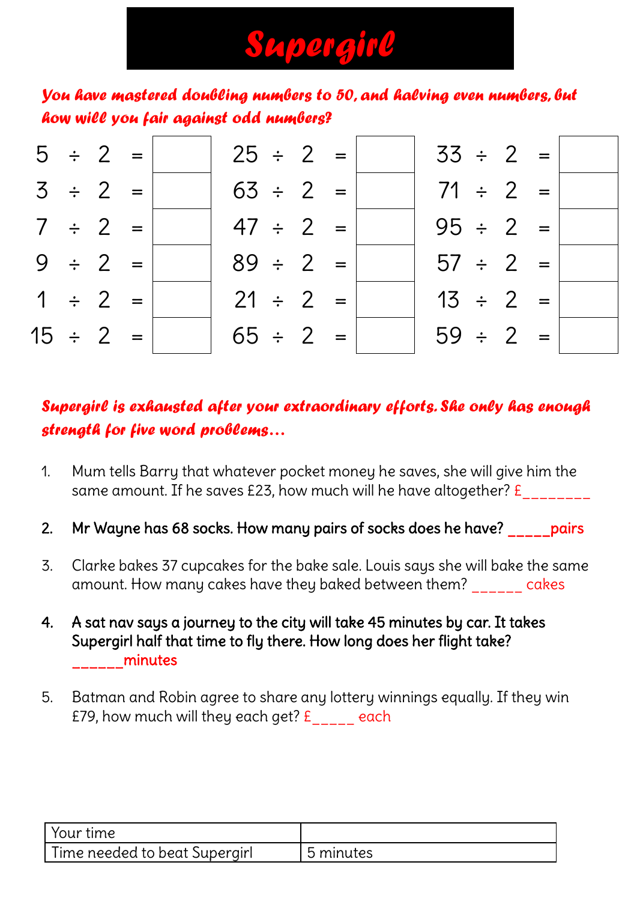# Supergirl

*You have mastered doubling numbers to 50, and halving even numbers, but how will you fair against odd numbers?*

| | | | | | | | | |
|---|---|---|---|---|---|---|---|---|
| $5 \div 2 =$ | | | $25 \div 2 =$ | | | $33 \div 2 =$ | | |
| $3 \div 2 =$ | | | $63 \div 2 =$ | | | $71 \div 2 =$ | | |
| $7 \div 2 =$ | | | $47 \div 2 =$ | | | $95 \div 2 =$ | | |
| $9 \div 2 =$ | | | $89 \div 2 =$ | | | $57 \div 2 =$ | | |
| $1 \div 2 =$ | | | $21 \div 2 =$ | | | $13 \div 2 =$ | | |
| $15 \div 2 =$ | | | $65 \div 2 =$ | | | $59 \div 2 =$ | | |

*Supergirl is exhausted after your extraordinary efforts. She only has enough strength for five word problems…*

1. Mum tells Barry that whatever pocket money he saves, she will give him the same amount. If he saves £23, how much will he have altogether? £________
2. **Mr Wayne has 68 socks. How many pairs of socks does he have? _____pairs**
3. Clarke bakes 37 cupcakes for the bake sale. Louis says she will bake the same amount. How many cakes have they baked between them? ______ cakes
4. **A sat nav says a journey to the city will take 45 minutes by car. It takes Supergirl half that time to fly there. How long does her flight take? ______minutes**
5. Batman and Robin agree to share any lottery winnings equally. If they win £79, how much will they each get? £_____ each

| | |
|---|---|
| Your time | |
| Time needed to beat Supergirl | 5 minutes |